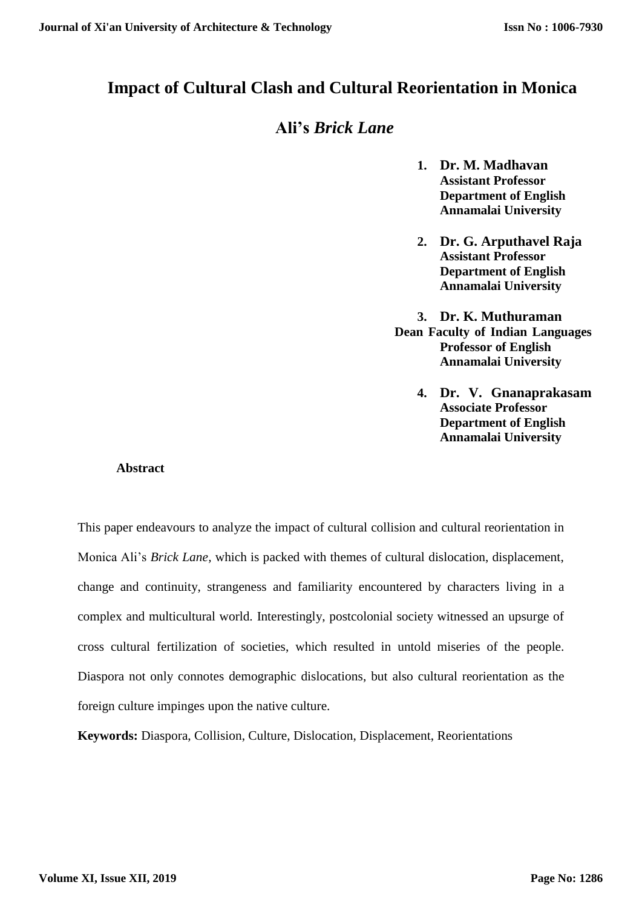# Impact of Cultural Clash and Cultural Reorientation in Monica Ali's *Brick Lane*

1. **Dr. M. Madhavan**
   **Assistant Professor**
   **Department of English**
   **Annamalai University**

2. **Dr. G. Arputhavel Raja**
   **Assistant Professor**
   **Department of English**
   **Annamalai University**

3. **Dr. K. Muthuraman**
   **Dean Faculty of Indian Languages**
   **Professor of English**
   **Annamalai University**

4. **Dr. V. Gnanaprakasam**
   **Associate Professor**
   **Department of English**
   **Annamalai University**

## Abstract

This paper endeavours to analyze the impact of cultural collision and cultural reorientation in Monica Ali's *Brick Lane,* which is packed with themes of cultural dislocation, displacement, change and continuity, strangeness and familiarity encountered by characters living in a complex and multicultural world. Interestingly, postcolonial society witnessed an upsurge of cross cultural fertilization of societies, which resulted in untold miseries of the people. Diaspora not only connotes demographic dislocations, but also cultural reorientation as the foreign culture impinges upon the native culture.

**Keywords:** Diaspora, Collision, Culture, Dislocation, Displacement, Reorientations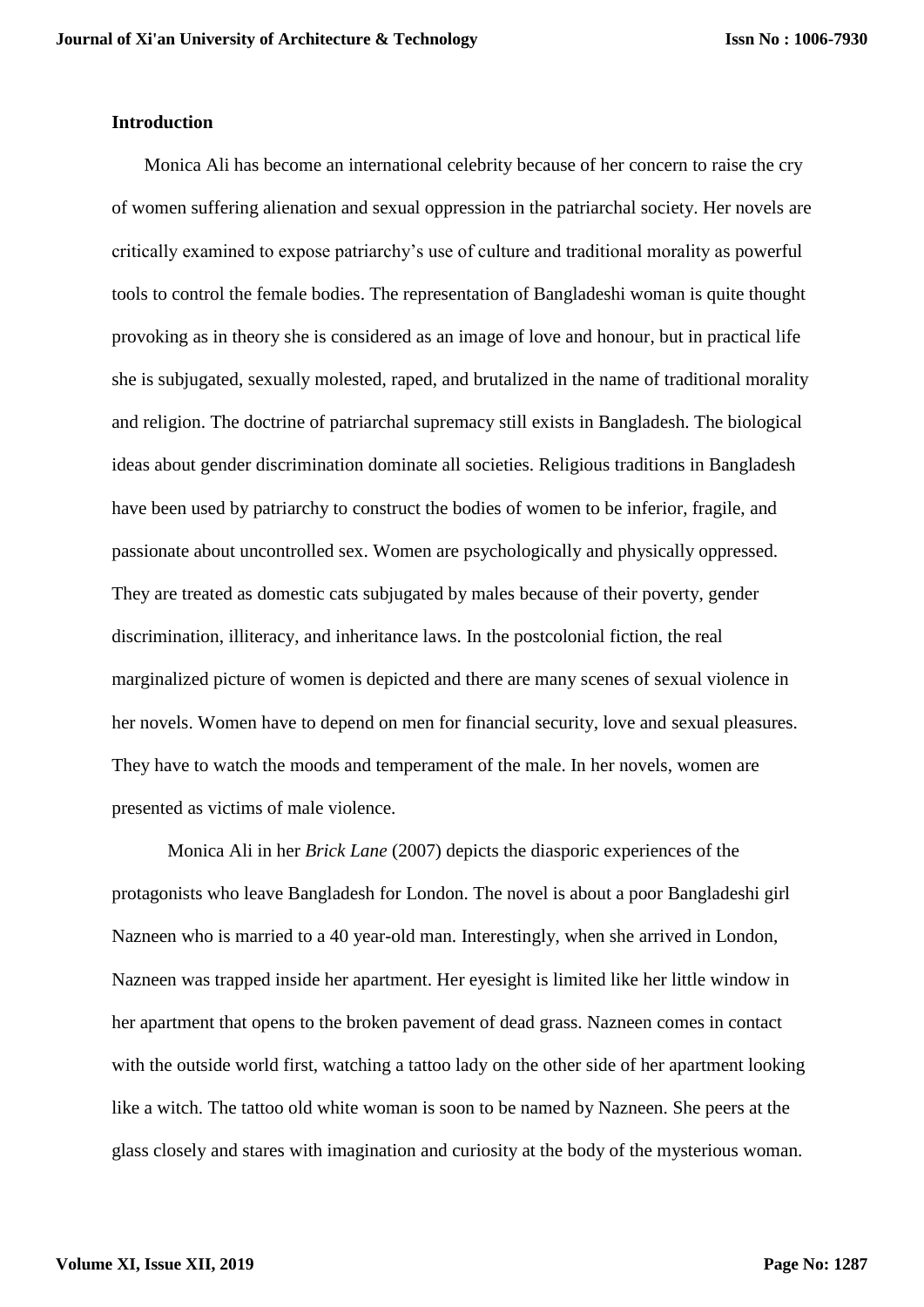**Introduction**

Monica Ali has become an international celebrity because of her concern to raise the cry of women suffering alienation and sexual oppression in the patriarchal society. Her novels are critically examined to expose patriarchy's use of culture and traditional morality as powerful tools to control the female bodies. The representation of Bangladeshi woman is quite thought provoking as in theory she is considered as an image of love and honour, but in practical life she is subjugated, sexually molested, raped, and brutalized in the name of traditional morality and religion. The doctrine of patriarchal supremacy still exists in Bangladesh. The biological ideas about gender discrimination dominate all societies. Religious traditions in Bangladesh have been used by patriarchy to construct the bodies of women to be inferior, fragile, and passionate about uncontrolled sex. Women are psychologically and physically oppressed. They are treated as domestic cats subjugated by males because of their poverty, gender discrimination, illiteracy, and inheritance laws. In the postcolonial fiction, the real marginalized picture of women is depicted and there are many scenes of sexual violence in her novels. Women have to depend on men for financial security, love and sexual pleasures. They have to watch the moods and temperament of the male. In her novels, women are presented as victims of male violence.

Monica Ali in her *Brick Lane* (2007) depicts the diasporic experiences of the protagonists who leave Bangladesh for London. The novel is about a poor Bangladeshi girl Nazneen who is married to a 40 year-old man. Interestingly, when she arrived in London, Nazneen was trapped inside her apartment. Her eyesight is limited like her little window in her apartment that opens to the broken pavement of dead grass. Nazneen comes in contact with the outside world first, watching a tattoo lady on the other side of her apartment looking like a witch. The tattoo old white woman is soon to be named by Nazneen. She peers at the glass closely and stares with imagination and curiosity at the body of the mysterious woman.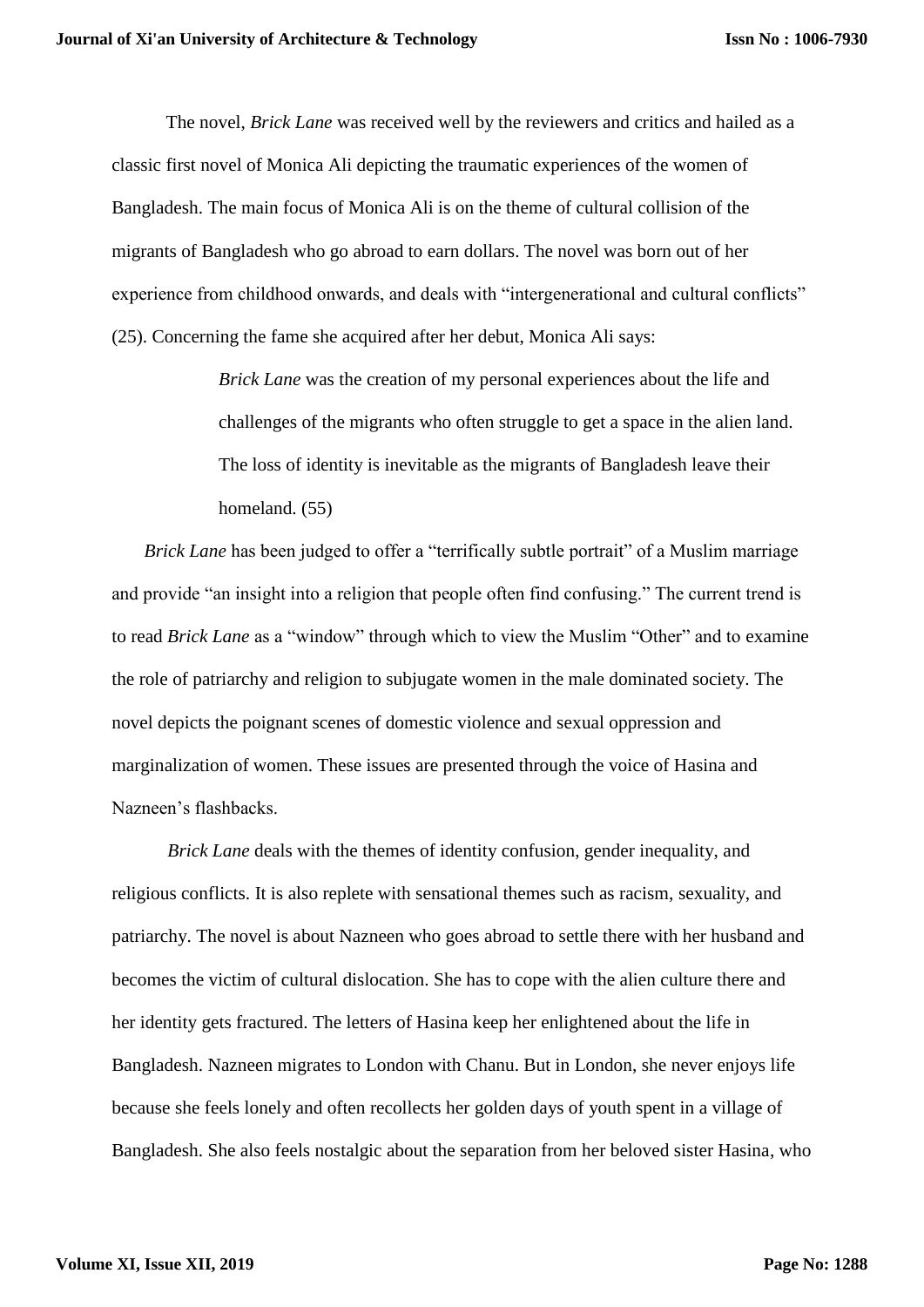The novel, *Brick Lane* was received well by the reviewers and critics and hailed as a classic first novel of Monica Ali depicting the traumatic experiences of the women of Bangladesh. The main focus of Monica Ali is on the theme of cultural collision of the migrants of Bangladesh who go abroad to earn dollars. The novel was born out of her experience from childhood onwards, and deals with "intergenerational and cultural conflicts" (25). Concerning the fame she acquired after her debut, Monica Ali says:

> *Brick Lane* was the creation of my personal experiences about the life and challenges of the migrants who often struggle to get a space in the alien land. The loss of identity is inevitable as the migrants of Bangladesh leave their homeland. (55)

*Brick Lane* has been judged to offer a "terrifically subtle portrait" of a Muslim marriage and provide "an insight into a religion that people often find confusing." The current trend is to read *Brick Lane* as a "window" through which to view the Muslim "Other" and to examine the role of patriarchy and religion to subjugate women in the male dominated society. The novel depicts the poignant scenes of domestic violence and sexual oppression and marginalization of women. These issues are presented through the voice of Hasina and Nazneen's flashbacks.

*Brick Lane* deals with the themes of identity confusion, gender inequality, and religious conflicts. It is also replete with sensational themes such as racism, sexuality, and patriarchy. The novel is about Nazneen who goes abroad to settle there with her husband and becomes the victim of cultural dislocation. She has to cope with the alien culture there and her identity gets fractured. The letters of Hasina keep her enlightened about the life in Bangladesh. Nazneen migrates to London with Chanu. But in London, she never enjoys life because she feels lonely and often recollects her golden days of youth spent in a village of Bangladesh. She also feels nostalgic about the separation from her beloved sister Hasina, who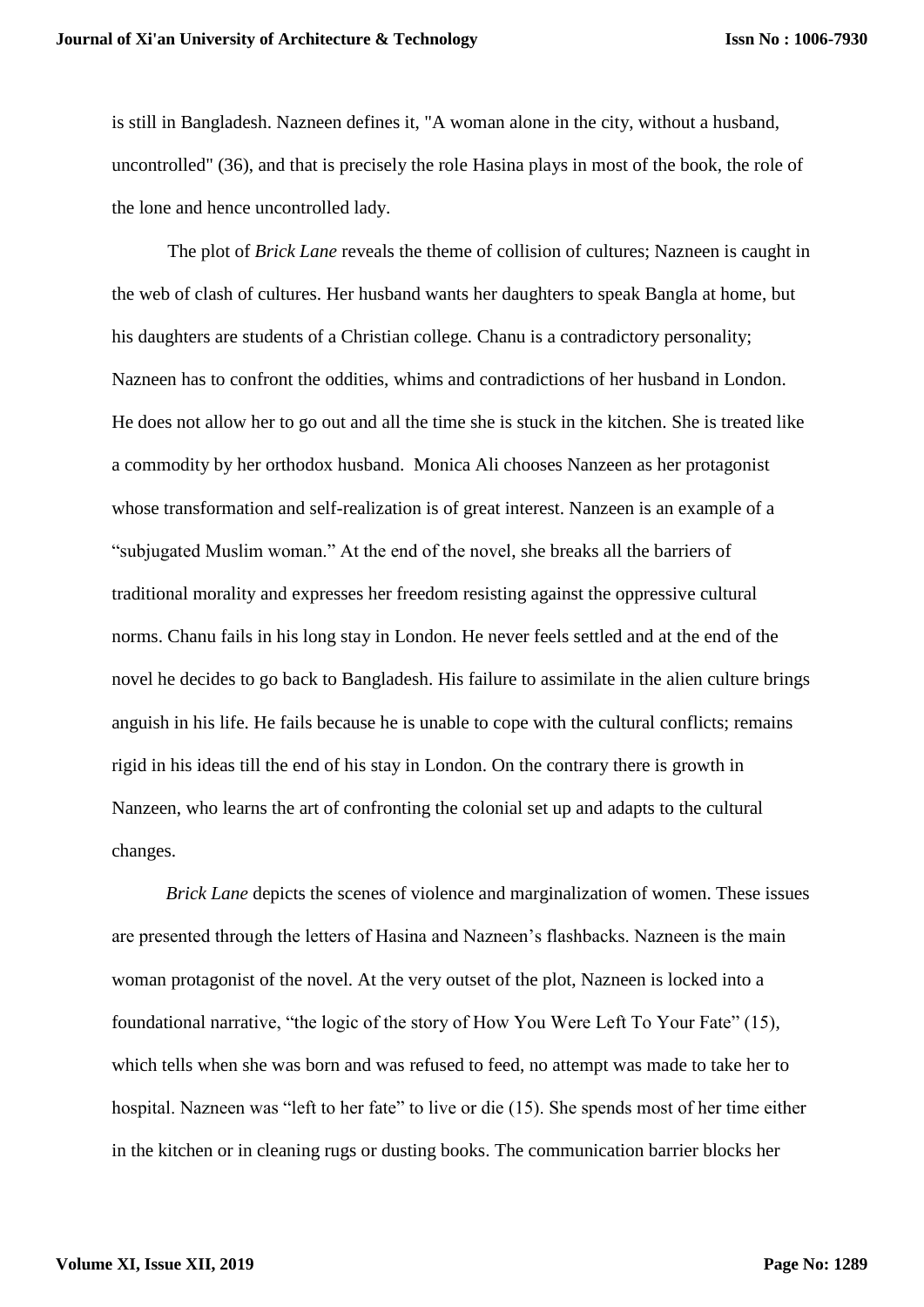is still in Bangladesh. Nazneen defines it, "A woman alone in the city, without a husband, uncontrolled" (36), and that is precisely the role Hasina plays in most of the book, the role of the lone and hence uncontrolled lady.

The plot of *Brick Lane* reveals the theme of collision of cultures; Nazneen is caught in the web of clash of cultures. Her husband wants her daughters to speak Bangla at home, but his daughters are students of a Christian college. Chanu is a contradictory personality; Nazneen has to confront the oddities, whims and contradictions of her husband in London. He does not allow her to go out and all the time she is stuck in the kitchen. She is treated like a commodity by her orthodox husband. Monica Ali chooses Nanzeen as her protagonist whose transformation and self-realization is of great interest. Nanzeen is an example of a "subjugated Muslim woman." At the end of the novel, she breaks all the barriers of traditional morality and expresses her freedom resisting against the oppressive cultural norms. Chanu fails in his long stay in London. He never feels settled and at the end of the novel he decides to go back to Bangladesh. His failure to assimilate in the alien culture brings anguish in his life. He fails because he is unable to cope with the cultural conflicts; remains rigid in his ideas till the end of his stay in London. On the contrary there is growth in Nanzeen, who learns the art of confronting the colonial set up and adapts to the cultural changes.

*Brick Lane* depicts the scenes of violence and marginalization of women. These issues are presented through the letters of Hasina and Nazneen's flashbacks. Nazneen is the main woman protagonist of the novel. At the very outset of the plot, Nazneen is locked into a foundational narrative, "the logic of the story of How You Were Left To Your Fate" (15), which tells when she was born and was refused to feed, no attempt was made to take her to hospital. Nazneen was "left to her fate" to live or die (15). She spends most of her time either in the kitchen or in cleaning rugs or dusting books. The communication barrier blocks her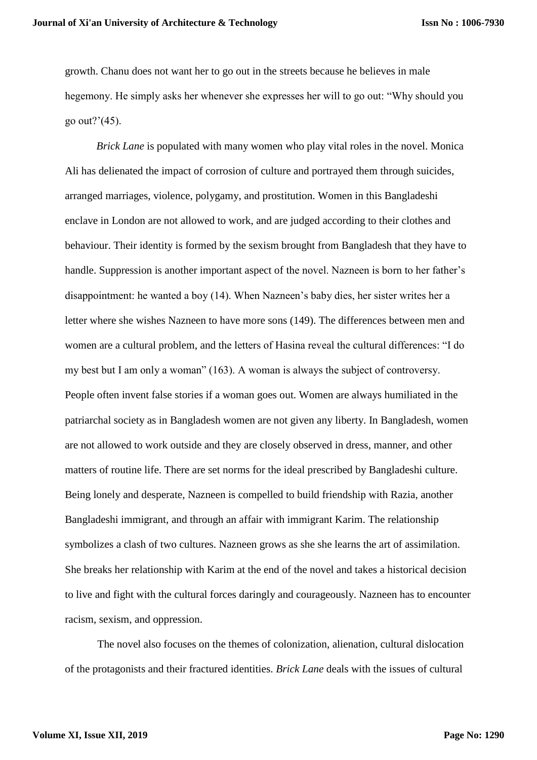growth. Chanu does not want her to go out in the streets because he believes in male hegemony. He simply asks her whenever she expresses her will to go out: “Why should you go out?’(45).

*Brick Lane* is populated with many women who play vital roles in the novel. Monica Ali has delienated the impact of corrosion of culture and portrayed them through suicides, arranged marriages, violence, polygamy, and prostitution. Women in this Bangladeshi enclave in London are not allowed to work, and are judged according to their clothes and behaviour. Their identity is formed by the sexism brought from Bangladesh that they have to handle. Suppression is another important aspect of the novel. Nazneen is born to her father’s disappointment: he wanted a boy (14). When Nazneen’s baby dies, her sister writes her a letter where she wishes Nazneen to have more sons (149). The differences between men and women are a cultural problem, and the letters of Hasina reveal the cultural differences: “I do my best but I am only a woman” (163). A woman is always the subject of controversy. People often invent false stories if a woman goes out. Women are always humiliated in the patriarchal society as in Bangladesh women are not given any liberty. In Bangladesh, women are not allowed to work outside and they are closely observed in dress, manner, and other matters of routine life. There are set norms for the ideal prescribed by Bangladeshi culture. Being lonely and desperate, Nazneen is compelled to build friendship with Razia, another Bangladeshi immigrant, and through an affair with immigrant Karim. The relationship symbolizes a clash of two cultures. Nazneen grows as she she learns the art of assimilation. She breaks her relationship with Karim at the end of the novel and takes a historical decision to live and fight with the cultural forces daringly and courageously. Nazneen has to encounter racism, sexism, and oppression.

The novel also focuses on the themes of colonization, alienation, cultural dislocation of the protagonists and their fractured identities. *Brick Lane* deals with the issues of cultural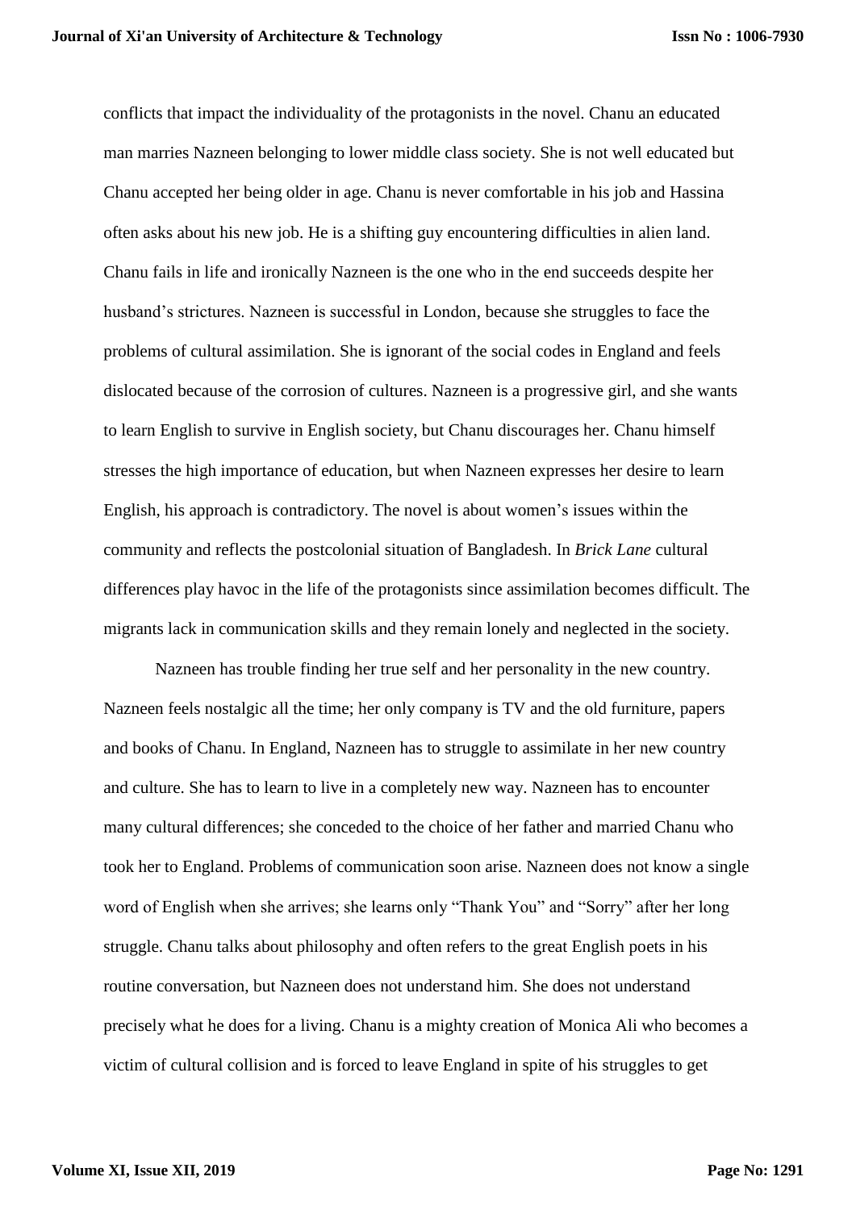conflicts that impact the individuality of the protagonists in the novel. Chanu an educated man marries Nazneen belonging to lower middle class society. She is not well educated but Chanu accepted her being older in age. Chanu is never comfortable in his job and Hassina often asks about his new job. He is a shifting guy encountering difficulties in alien land. Chanu fails in life and ironically Nazneen is the one who in the end succeeds despite her husband's strictures. Nazneen is successful in London, because she struggles to face the problems of cultural assimilation. She is ignorant of the social codes in England and feels dislocated because of the corrosion of cultures. Nazneen is a progressive girl, and she wants to learn English to survive in English society, but Chanu discourages her. Chanu himself stresses the high importance of education, but when Nazneen expresses her desire to learn English, his approach is contradictory. The novel is about women's issues within the community and reflects the postcolonial situation of Bangladesh. In *Brick Lane* cultural differences play havoc in the life of the protagonists since assimilation becomes difficult. The migrants lack in communication skills and they remain lonely and neglected in the society.

Nazneen has trouble finding her true self and her personality in the new country. Nazneen feels nostalgic all the time; her only company is TV and the old furniture, papers and books of Chanu. In England, Nazneen has to struggle to assimilate in her new country and culture. She has to learn to live in a completely new way. Nazneen has to encounter many cultural differences; she conceded to the choice of her father and married Chanu who took her to England. Problems of communication soon arise. Nazneen does not know a single word of English when she arrives; she learns only "Thank You" and "Sorry" after her long struggle. Chanu talks about philosophy and often refers to the great English poets in his routine conversation, but Nazneen does not understand him. She does not understand precisely what he does for a living. Chanu is a mighty creation of Monica Ali who becomes a victim of cultural collision and is forced to leave England in spite of his struggles to get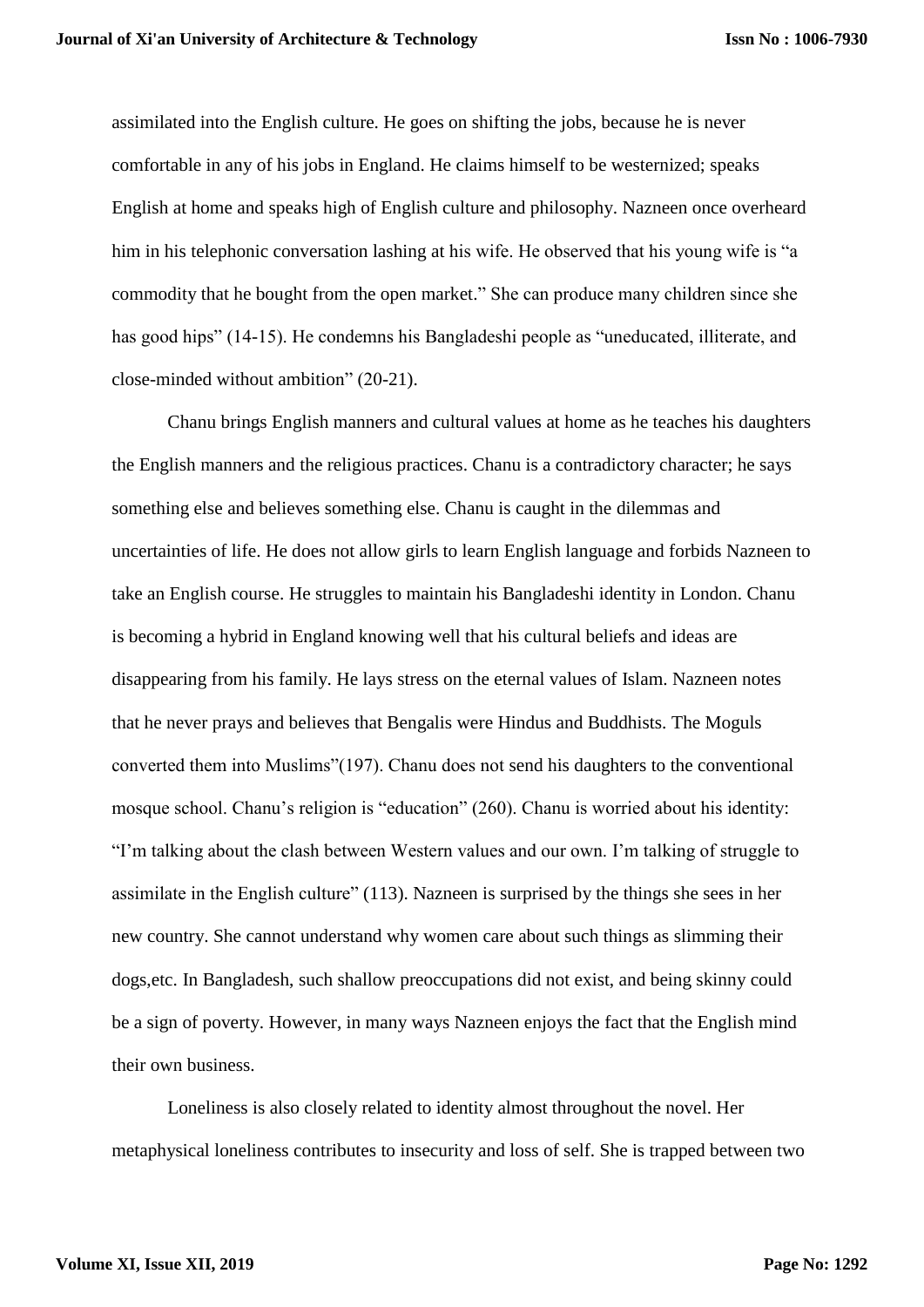assimilated into the English culture. He goes on shifting the jobs, because he is never comfortable in any of his jobs in England. He claims himself to be westernized; speaks English at home and speaks high of English culture and philosophy. Nazneen once overheard him in his telephonic conversation lashing at his wife. He observed that his young wife is "a commodity that he bought from the open market." She can produce many children since she has good hips" (14-15). He condemns his Bangladeshi people as "uneducated, illiterate, and close-minded without ambition" (20-21).

Chanu brings English manners and cultural values at home as he teaches his daughters the English manners and the religious practices. Chanu is a contradictory character; he says something else and believes something else. Chanu is caught in the dilemmas and uncertainties of life. He does not allow girls to learn English language and forbids Nazneen to take an English course. He struggles to maintain his Bangladeshi identity in London. Chanu is becoming a hybrid in England knowing well that his cultural beliefs and ideas are disappearing from his family. He lays stress on the eternal values of Islam. Nazneen notes that he never prays and believes that Bengalis were Hindus and Buddhists. The Moguls converted them into Muslims"(197). Chanu does not send his daughters to the conventional mosque school. Chanu's religion is "education" (260). Chanu is worried about his identity: "I'm talking about the clash between Western values and our own. I'm talking of struggle to assimilate in the English culture" (113). Nazneen is surprised by the things she sees in her new country. She cannot understand why women care about such things as slimming their dogs,etc. In Bangladesh, such shallow preoccupations did not exist, and being skinny could be a sign of poverty. However, in many ways Nazneen enjoys the fact that the English mind their own business.

Loneliness is also closely related to identity almost throughout the novel. Her metaphysical loneliness contributes to insecurity and loss of self. She is trapped between two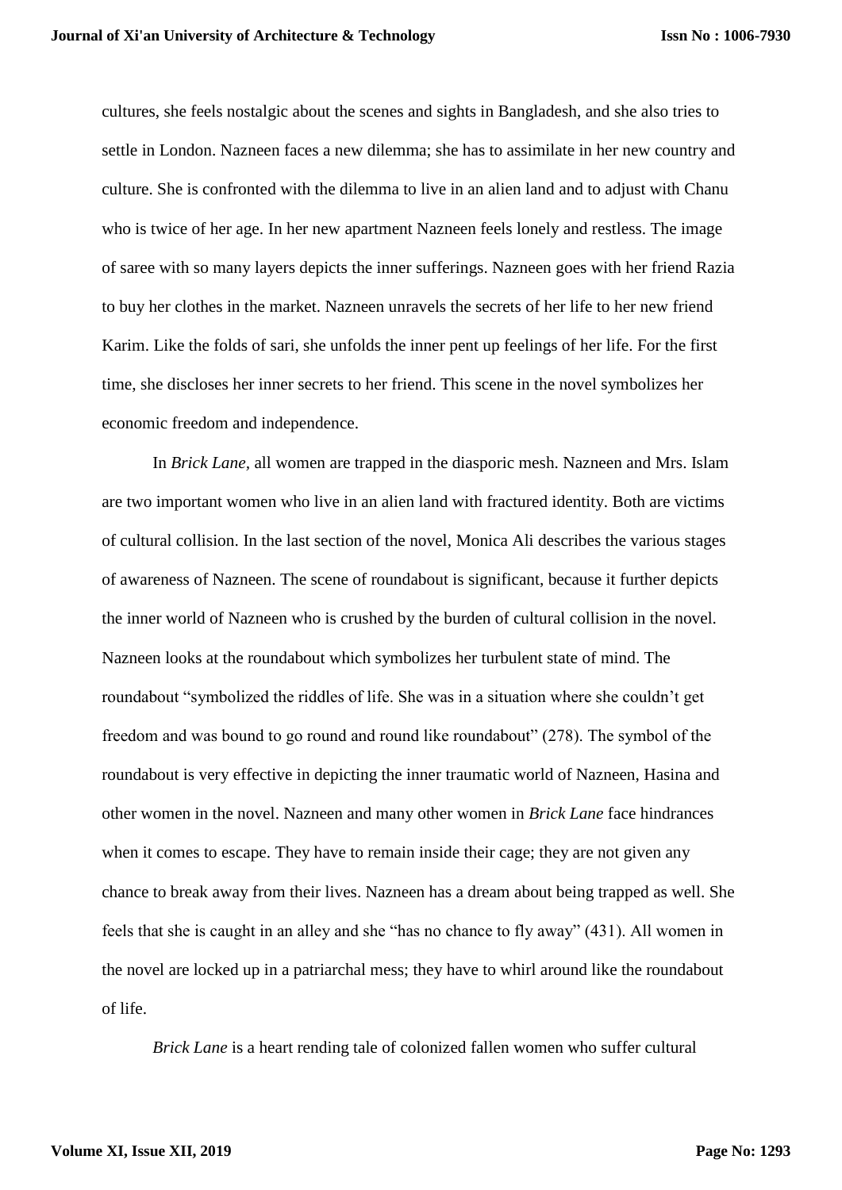cultures, she feels nostalgic about the scenes and sights in Bangladesh, and she also tries to settle in London. Nazneen faces a new dilemma; she has to assimilate in her new country and culture. She is confronted with the dilemma to live in an alien land and to adjust with Chanu who is twice of her age. In her new apartment Nazneen feels lonely and restless. The image of saree with so many layers depicts the inner sufferings. Nazneen goes with her friend Razia to buy her clothes in the market. Nazneen unravels the secrets of her life to her new friend Karim. Like the folds of sari, she unfolds the inner pent up feelings of her life. For the first time, she discloses her inner secrets to her friend. This scene in the novel symbolizes her economic freedom and independence.

In *Brick Lane,* all women are trapped in the diasporic mesh. Nazneen and Mrs. Islam are two important women who live in an alien land with fractured identity. Both are victims of cultural collision. In the last section of the novel, Monica Ali describes the various stages of awareness of Nazneen. The scene of roundabout is significant, because it further depicts the inner world of Nazneen who is crushed by the burden of cultural collision in the novel. Nazneen looks at the roundabout which symbolizes her turbulent state of mind. The roundabout "symbolized the riddles of life. She was in a situation where she couldn't get freedom and was bound to go round and round like roundabout" (278). The symbol of the roundabout is very effective in depicting the inner traumatic world of Nazneen, Hasina and other women in the novel. Nazneen and many other women in *Brick Lane* face hindrances when it comes to escape. They have to remain inside their cage; they are not given any chance to break away from their lives. Nazneen has a dream about being trapped as well. She feels that she is caught in an alley and she "has no chance to fly away" (431). All women in the novel are locked up in a patriarchal mess; they have to whirl around like the roundabout of life.

*Brick Lane* is a heart rending tale of colonized fallen women who suffer cultural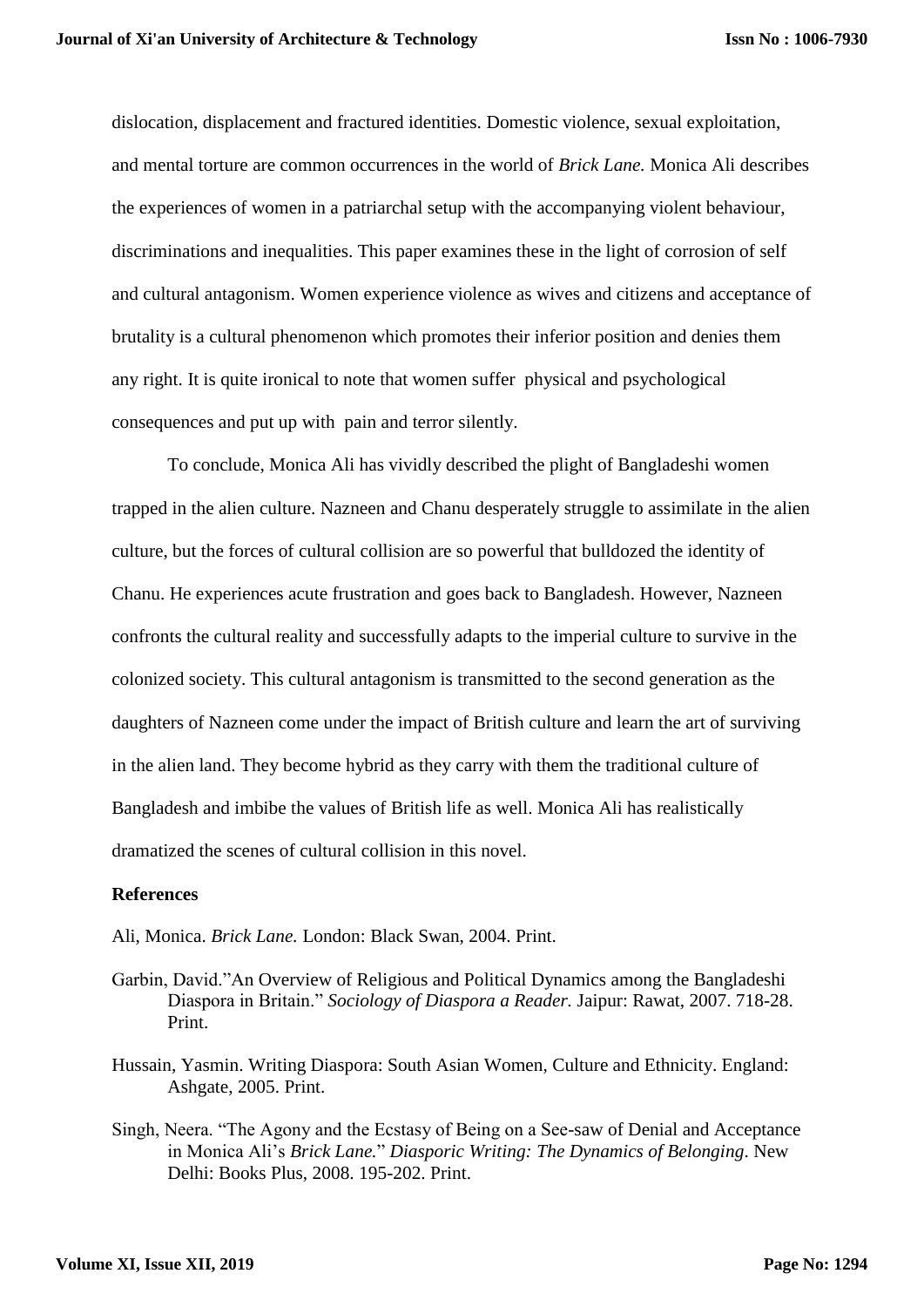dislocation, displacement and fractured identities. Domestic violence, sexual exploitation, and mental torture are common occurrences in the world of *Brick Lane.* Monica Ali describes the experiences of women in a patriarchal setup with the accompanying violent behaviour, discriminations and inequalities. This paper examines these in the light of corrosion of self and cultural antagonism. Women experience violence as wives and citizens and acceptance of brutality is a cultural phenomenon which promotes their inferior position and denies them any right. It is quite ironical to note that women suffer physical and psychological consequences and put up with pain and terror silently.

To conclude, Monica Ali has vividly described the plight of Bangladeshi women trapped in the alien culture. Nazneen and Chanu desperately struggle to assimilate in the alien culture, but the forces of cultural collision are so powerful that bulldozed the identity of Chanu. He experiences acute frustration and goes back to Bangladesh. However, Nazneen confronts the cultural reality and successfully adapts to the imperial culture to survive in the colonized society. This cultural antagonism is transmitted to the second generation as the daughters of Nazneen come under the impact of British culture and learn the art of surviving in the alien land. They become hybrid as they carry with them the traditional culture of Bangladesh and imbibe the values of British life as well. Monica Ali has realistically dramatized the scenes of cultural collision in this novel.

## References

Ali, Monica. *Brick Lane.* London: Black Swan, 2004. Print.

Garbin, David."An Overview of Religious and Political Dynamics among the Bangladeshi Diaspora in Britain." *Sociology of Diaspora a Reader.* Jaipur: Rawat, 2007. 718-28. Print.

Hussain, Yasmin. Writing Diaspora: South Asian Women, Culture and Ethnicity. England: Ashgate, 2005. Print.

Singh, Neera. "The Agony and the Ecstasy of Being on a See-saw of Denial and Acceptance in Monica Ali's *Brick Lane.*" *Diasporic Writing: The Dynamics of Belonging*. New Delhi: Books Plus, 2008. 195-202. Print.